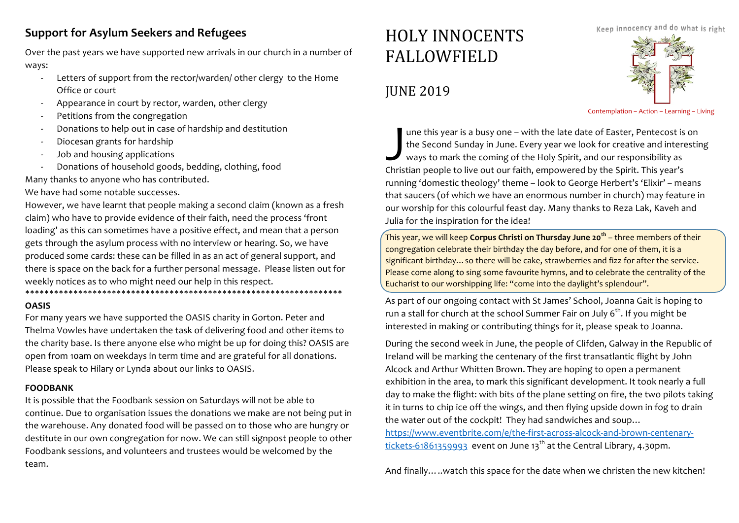## Support for Asylum Seekers and Refugees

Over the past years we have supported new arrivals in our church in a number of ways:

- Letters of support from the rector/warden/ other clergy to the Home Office or court
- Appearance in court by rector, warden, other clergy
- Petitions from the congregation
- Donations to help out in case of hardship and destitution
- Diocesan grants for hardship
- Job and housing applications
- Donations of household goods, bedding, clothing, food

Many thanks to anyone who has contributed.
We have had some notable successes.
However, we have learnt that people making a second claim (known as a fresh claim) who have to provide evidence of their faith, need the process 'front loading' as this can sometimes have a positive effect, and mean that a person gets through the asylum process with no interview or hearing. So, we have produced some cards: these can be filled in as an act of general support, and there is space on the back for a further personal message. Please listen out for weekly notices as to who might need our help in this respect.

*******************************************************************

**OASIS**

For many years we have supported the OASIS charity in Gorton. Peter and Thelma Vowles have undertaken the task of delivering food and other items to the charity base. Is there anyone else who might be up for doing this? OASIS are open from 10am on weekdays in term time and are grateful for all donations. Please speak to Hilary or Lynda about our links to OASIS.

**FOODBANK**

It is possible that the Foodbank session on Saturdays will not be able to continue. Due to organisation issues the donations we make are not being put in the warehouse. Any donated food will be passed on to those who are hungry or destitute in our own congregation for now. We can still signpost people to other Foodbank sessions, and volunteers and trustees would be welcomed by the team.

# HOLY INNOCENTS FALLOWFIELD

Keep innocency and do what is right

## JUNE 2019

Contemplation – Action – Learning – Living

June this year is a busy one – with the late date of Easter, Pentecost is on the Second Sunday in June. Every year we look for creative and interesting ways to mark the coming of the Holy Spirit, and our responsibility as Christian people to live out our faith, empowered by the Spirit. This year's running 'domestic theology' theme – look to George Herbert's 'Elixir' – means that saucers (of which we have an enormous number in church) may feature in our worship for this colourful feast day. Many thanks to Reza Lak, Kaveh and Julia for the inspiration for the idea!

This year, we will keep **Corpus Christi on Thursday June 20th** – three members of their congregation celebrate their birthday the day before, and for one of them, it is a significant birthday… so there will be cake, strawberries and fizz for after the service. Please come along to sing some favourite hymns, and to celebrate the centrality of the Eucharist to our worshipping life: "come into the daylight's splendour".

As part of our ongoing contact with St James' School, Joanna Gait is hoping to run a stall for church at the school Summer Fair on July 6th. If you might be interested in making or contributing things for it, please speak to Joanna.

During the second week in June, the people of Clifden, Galway in the Republic of Ireland will be marking the centenary of the first transatlantic flight by John Alcock and Arthur Whitten Brown. They are hoping to open a permanent exhibition in the area, to mark this significant development. It took nearly a full day to make the flight: with bits of the plane setting on fire, the two pilots taking it in turns to chip ice off the wings, and then flying upside down in fog to drain the water out of the cockpit! They had sandwiches and soup… https://www.eventbrite.com/e/the-first-across-alcock-and-brown-centenary-tickets-61861359993 event on June 13th at the Central Library, 4.30pm.

And finally…..watch this space for the date when we christen the new kitchen!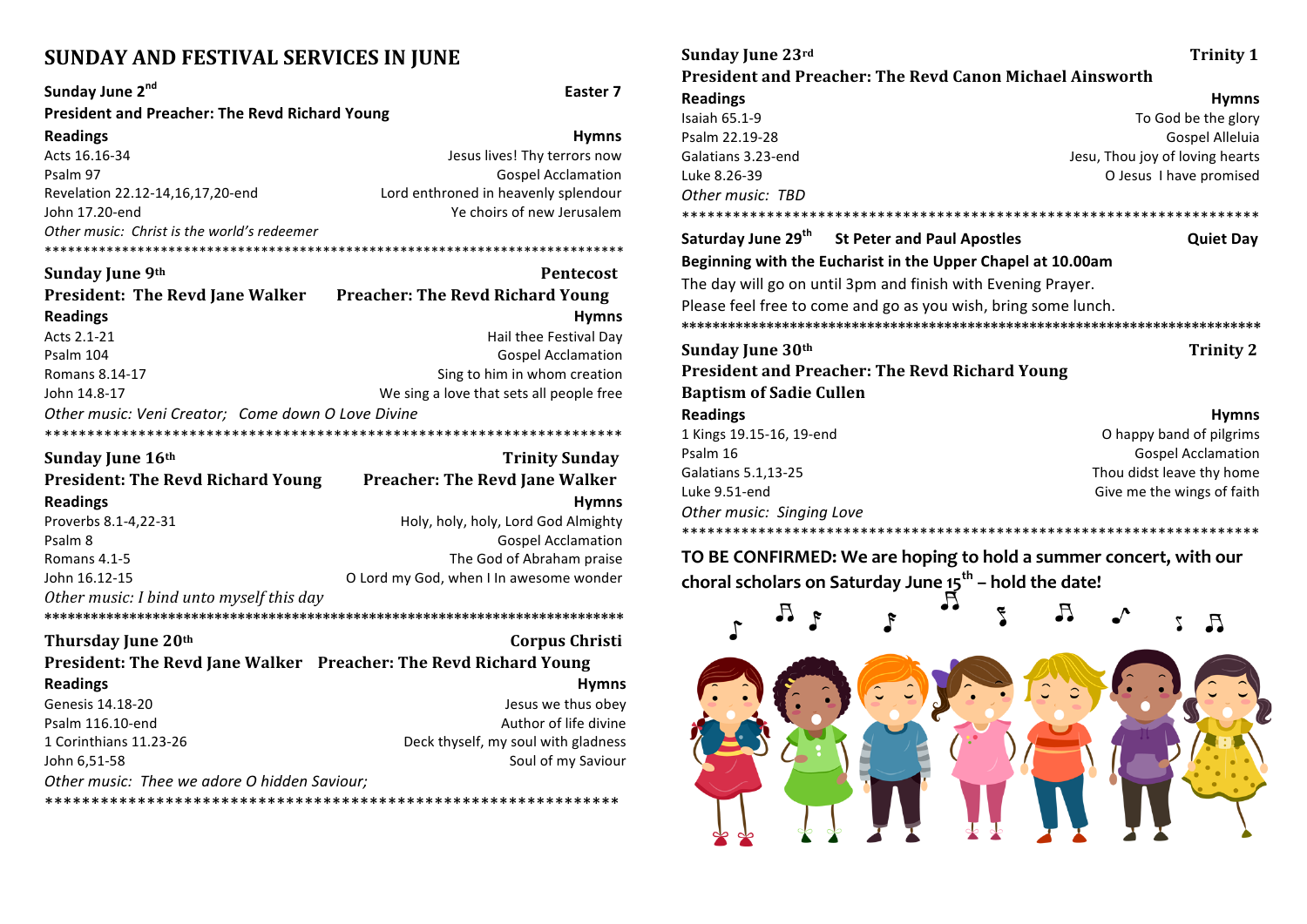# SUNDAY AND FESTIVAL SERVICES IN JUNE

**Sunday June 2nd** — **Easter 7**

**President and Preacher: The Revd Richard Young**

| Readings | Hymns |
| --- | --- |
| Acts 16.16-34 | Jesus lives! Thy terrors now |
| Psalm 97 | Gospel Acclamation |
| Revelation 22.12-14,16,17,20-end | Lord enthroned in heavenly splendour |
| John 17.20-end | Ye choirs of new Jerusalem |

*Other music: Christ is the world's redeemer*

***************************************************************************

**Sunday June 9th** — **Pentecost**

**President: The Revd Jane Walker** — **Preacher: The Revd Richard Young**

| Readings | Hymns |
| --- | --- |
| Acts 2.1-21 | Hail thee Festival Day |
| Psalm 104 | Gospel Acclamation |
| Romans 8.14-17 | Sing to him in whom creation |
| John 14.8-17 | We sing a love that sets all people free |

*Other music: Veni Creator; Come down O Love Divine*

***************************************************************************

**Sunday June 16th** — **Trinity Sunday**

**President: The Revd Richard Young** — **Preacher: The Revd Jane Walker**

| Readings | Hymns |
| --- | --- |
| Proverbs 8.1-4,22-31 | Holy, holy, holy, Lord God Almighty |
| Psalm 8 | Gospel Acclamation |
| Romans 4.1-5 | The God of Abraham praise |
| John 16.12-15 | O Lord my God, when I In awesome wonder |

*Other music: I bind unto myself this day*

***************************************************************************

**Thursday June 20th** — **Corpus Christi**

**President: The Revd Jane Walker** — **Preacher: The Revd Richard Young**

| Readings | Hymns |
| --- | --- |
| Genesis 14.18-20 | Jesus we thus obey |
| Psalm 116.10-end | Author of life divine |
| 1 Corinthians 11.23-26 | Deck thyself, my soul with gladness |
| John 6,51-58 | Soul of my Saviour |

*Other music: Thee we adore O hidden Saviour;*

***************************************************************************

**Sunday June 23rd** — **Trinity 1**

**President and Preacher: The Revd Canon Michael Ainsworth**

| Readings | Hymns |
| --- | --- |
| Isaiah 65.1-9 | To God be the glory |
| Psalm 22.19-28 | Gospel Alleluia |
| Galatians 3.23-end | Jesu, Thou joy of loving hearts |
| Luke 8.26-39 | O Jesus I have promised |

*Other music: TBD*

***************************************************************************

**Saturday June 29th** — **St Peter and Paul Apostles** — **Quiet Day**

**Beginning with the Eucharist in the Upper Chapel at 10.00am**

The day will go on until 3pm and finish with Evening Prayer.

Please feel free to come and go as you wish, bring some lunch.

***************************************************************************

**Sunday June 30th** — **Trinity 2**

**President and Preacher: The Revd Richard Young**

**Baptism of Sadie Cullen**

| Readings | Hymns |
| --- | --- |
| 1 Kings 19.15-16, 19-end | O happy band of pilgrims |
| Psalm 16 | Gospel Acclamation |
| Galatians 5.1,13-25 | Thou didst leave thy home |
| Luke 9.51-end | Give me the wings of faith |

*Other music: Singing Love*

***************************************************************************

**TO BE CONFIRMED: We are hoping to hold a summer concert, with our choral scholars on Saturday June 15th – hold the date!**